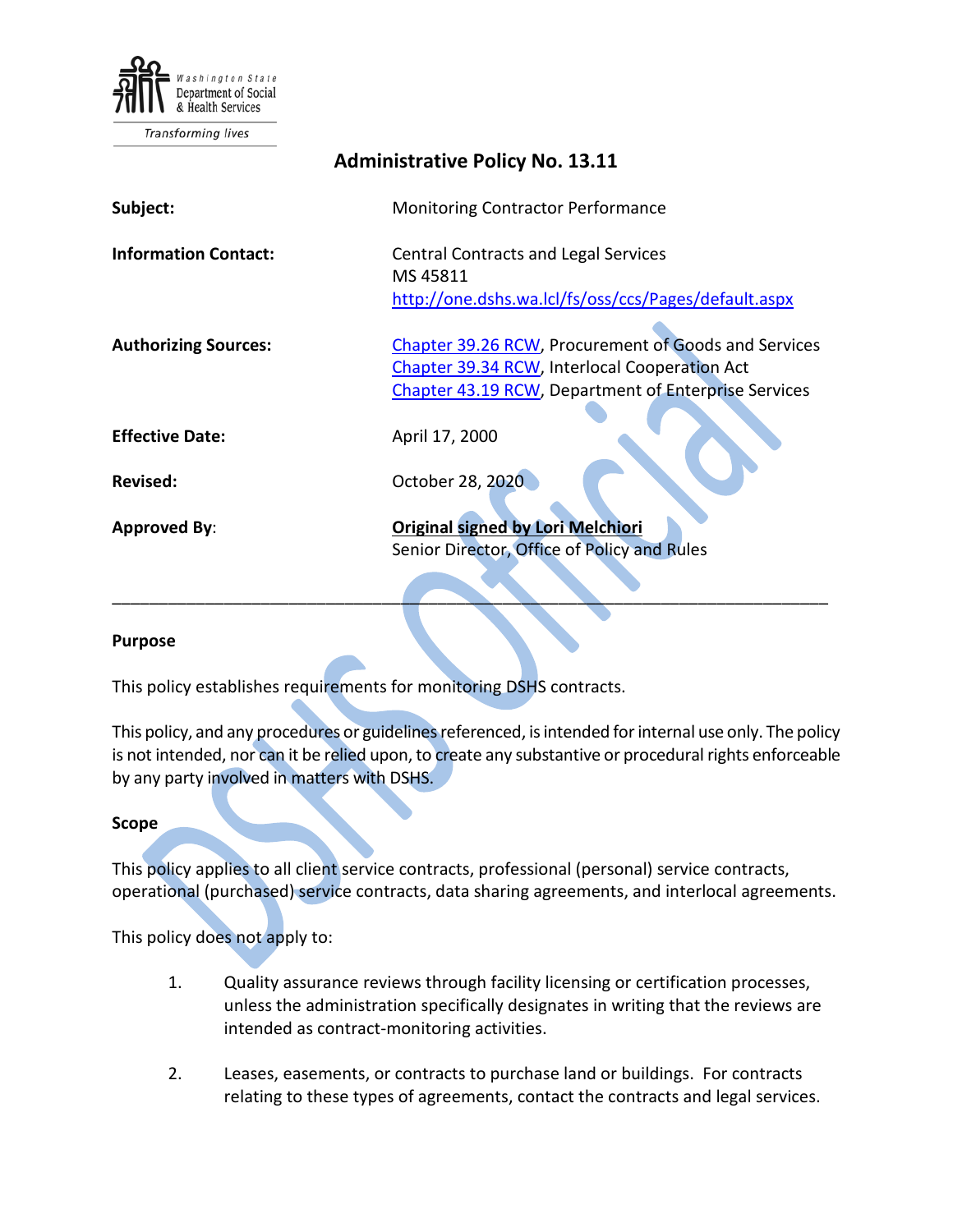Washington State Department of Social & Health Services

Transforming lives

# Administrative Policy No. 13.11

| | |
|---|---|
| **Subject:** | Monitoring Contractor Performance |
| **Information Contact:** | Central Contracts and Legal Services<br>MS 45811<br>http://one.dshs.wa.lcl/fs/oss/ccs/Pages/default.aspx |
| **Authorizing Sources:** | Chapter 39.26 RCW, Procurement of Goods and Services<br>Chapter 39.34 RCW, Interlocal Cooperation Act<br>Chapter 43.19 RCW, Department of Enterprise Services |
| **Effective Date:** | April 17, 2000 |
| **Revised:** | October 28, 2020 |
| **Approved By:** | **Original signed by Lori Melchiori**<br>Senior Director, Office of Policy and Rules |

---

## Purpose

This policy establishes requirements for monitoring DSHS contracts.

This policy, and any procedures or guidelines referenced, is intended for internal use only. The policy is not intended, nor can it be relied upon, to create any substantive or procedural rights enforceable by any party involved in matters with DSHS.

## Scope

This policy applies to all client service contracts, professional (personal) service contracts, operational (purchased) service contracts, data sharing agreements, and interlocal agreements.

This policy does not apply to:

1. Quality assurance reviews through facility licensing or certification processes, unless the administration specifically designates in writing that the reviews are intended as contract-monitoring activities.

2. Leases, easements, or contracts to purchase land or buildings. For contracts relating to these types of agreements, contact the contracts and legal services.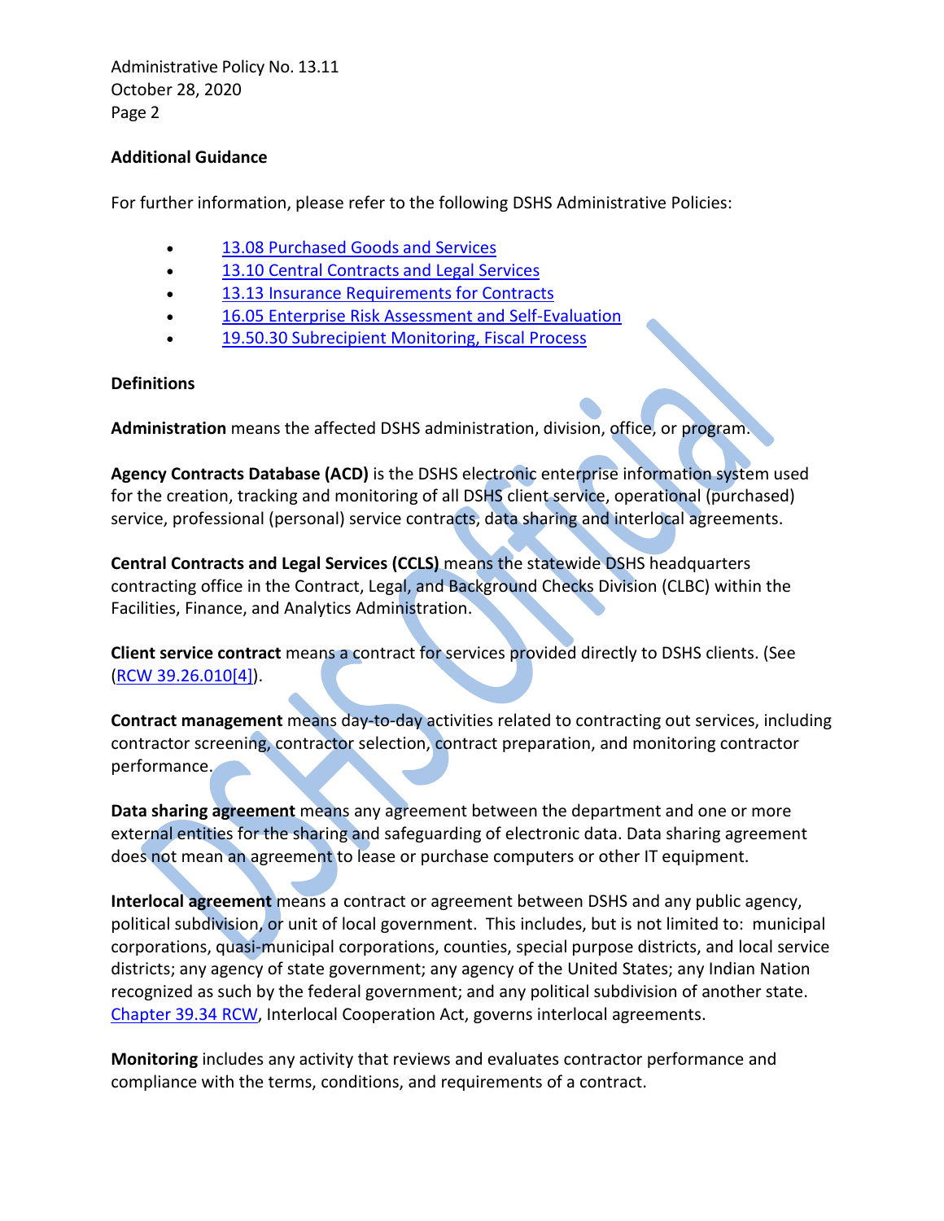## Additional Guidance

For further information, please refer to the following DSHS Administrative Policies:

- 13.08 Purchased Goods and Services
- 13.10 Central Contracts and Legal Services
- 13.13 Insurance Requirements for Contracts
- 16.05 Enterprise Risk Assessment and Self-Evaluation
- 19.50.30 Subrecipient Monitoring, Fiscal Process

## Definitions

**Administration** means the affected DSHS administration, division, office, or program.

**Agency Contracts Database (ACD)** is the DSHS electronic enterprise information system used for the creation, tracking and monitoring of all DSHS client service, operational (purchased) service, professional (personal) service contracts, data sharing and interlocal agreements.

**Central Contracts and Legal Services (CCLS)** means the statewide DSHS headquarters contracting office in the Contract, Legal, and Background Checks Division (CLBC) within the Facilities, Finance, and Analytics Administration.

**Client service contract** means a contract for services provided directly to DSHS clients. (See (RCW 39.26.010[4]).

**Contract management** means day-to-day activities related to contracting out services, including contractor screening, contractor selection, contract preparation, and monitoring contractor performance.

**Data sharing agreement** means any agreement between the department and one or more external entities for the sharing and safeguarding of electronic data. Data sharing agreement does not mean an agreement to lease or purchase computers or other IT equipment.

**Interlocal agreement** means a contract or agreement between DSHS and any public agency, political subdivision, or unit of local government. This includes, but is not limited to: municipal corporations, quasi-municipal corporations, counties, special purpose districts, and local service districts; any agency of state government; any agency of the United States; any Indian Nation recognized as such by the federal government; and any political subdivision of another state. Chapter 39.34 RCW, Interlocal Cooperation Act, governs interlocal agreements.

**Monitoring** includes any activity that reviews and evaluates contractor performance and compliance with the terms, conditions, and requirements of a contract.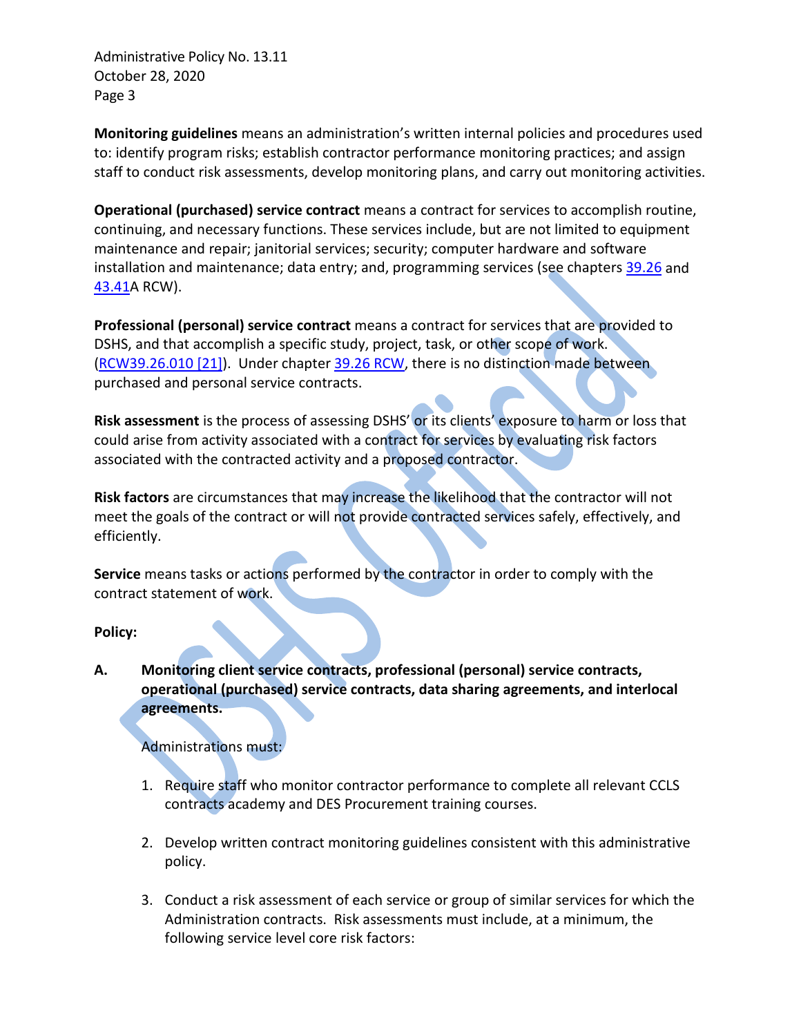**Monitoring guidelines** means an administration's written internal policies and procedures used to: identify program risks; establish contractor performance monitoring practices; and assign staff to conduct risk assessments, develop monitoring plans, and carry out monitoring activities.

**Operational (purchased) service contract** means a contract for services to accomplish routine, continuing, and necessary functions. These services include, but are not limited to equipment maintenance and repair; janitorial services; security; computer hardware and software installation and maintenance; data entry; and, programming services (see chapters 39.26 and 43.41A RCW).

**Professional (personal) service contract** means a contract for services that are provided to DSHS, and that accomplish a specific study, project, task, or other scope of work. (RCW39.26.010 [21]). Under chapter 39.26 RCW, there is no distinction made between purchased and personal service contracts.

**Risk assessment** is the process of assessing DSHS' or its clients' exposure to harm or loss that could arise from activity associated with a contract for services by evaluating risk factors associated with the contracted activity and a proposed contractor.

**Risk factors** are circumstances that may increase the likelihood that the contractor will not meet the goals of the contract or will not provide contracted services safely, effectively, and efficiently.

**Service** means tasks or actions performed by the contractor in order to comply with the contract statement of work.

**Policy:**

**A. Monitoring client service contracts, professional (personal) service contracts, operational (purchased) service contracts, data sharing agreements, and interlocal agreements.**

Administrations must:

1. Require staff who monitor contractor performance to complete all relevant CCLS contracts academy and DES Procurement training courses.

2. Develop written contract monitoring guidelines consistent with this administrative policy.

3. Conduct a risk assessment of each service or group of similar services for which the Administration contracts. Risk assessments must include, at a minimum, the following service level core risk factors: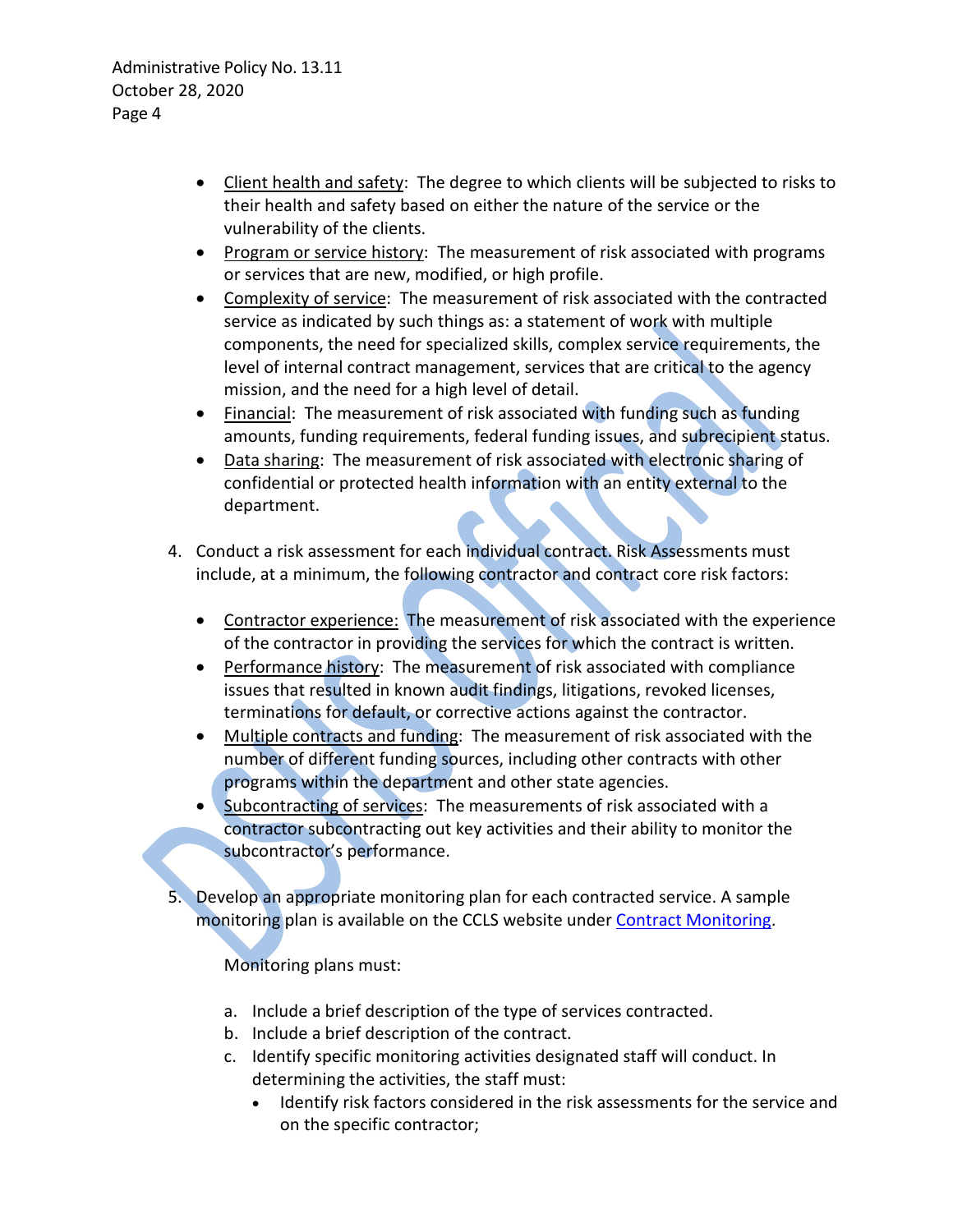- Client health and safety: The degree to which clients will be subjected to risks to their health and safety based on either the nature of the service or the vulnerability of the clients.
- Program or service history: The measurement of risk associated with programs or services that are new, modified, or high profile.
- Complexity of service: The measurement of risk associated with the contracted service as indicated by such things as: a statement of work with multiple components, the need for specialized skills, complex service requirements, the level of internal contract management, services that are critical to the agency mission, and the need for a high level of detail.
- Financial: The measurement of risk associated with funding such as funding amounts, funding requirements, federal funding issues, and subrecipient status.
- Data sharing: The measurement of risk associated with electronic sharing of confidential or protected health information with an entity external to the department.

4. Conduct a risk assessment for each individual contract. Risk Assessments must include, at a minimum, the following contractor and contract core risk factors:

   - Contractor experience: The measurement of risk associated with the experience of the contractor in providing the services for which the contract is written.
   - Performance history: The measurement of risk associated with compliance issues that resulted in known audit findings, litigations, revoked licenses, terminations for default, or corrective actions against the contractor.
   - Multiple contracts and funding: The measurement of risk associated with the number of different funding sources, including other contracts with other programs within the department and other state agencies.
   - Subcontracting of services: The measurements of risk associated with a contractor subcontracting out key activities and their ability to monitor the subcontractor's performance.

5. Develop an appropriate monitoring plan for each contracted service. A sample monitoring plan is available on the CCLS website under Contract Monitoring.

   Monitoring plans must:

   a. Include a brief description of the type of services contracted.
   b. Include a brief description of the contract.
   c. Identify specific monitoring activities designated staff will conduct. In determining the activities, the staff must:
      - Identify risk factors considered in the risk assessments for the service and on the specific contractor;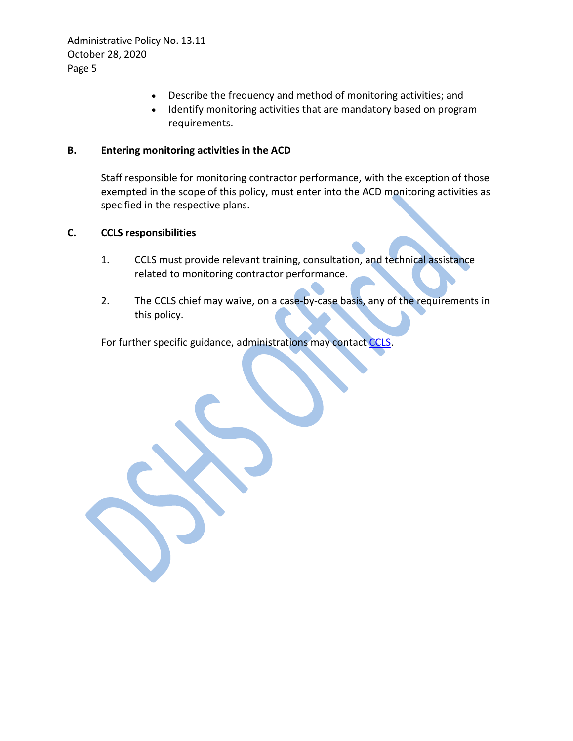- Describe the frequency and method of monitoring activities; and
- Identify monitoring activities that are mandatory based on program requirements.

**B. Entering monitoring activities in the ACD**

Staff responsible for monitoring contractor performance, with the exception of those exempted in the scope of this policy, must enter into the ACD monitoring activities as specified in the respective plans.

**C. CCLS responsibilities**

1. CCLS must provide relevant training, consultation, and technical assistance related to monitoring contractor performance.

2. The CCLS chief may waive, on a case-by-case basis, any of the requirements in this policy.

For further specific guidance, administrations may contact CCLS.